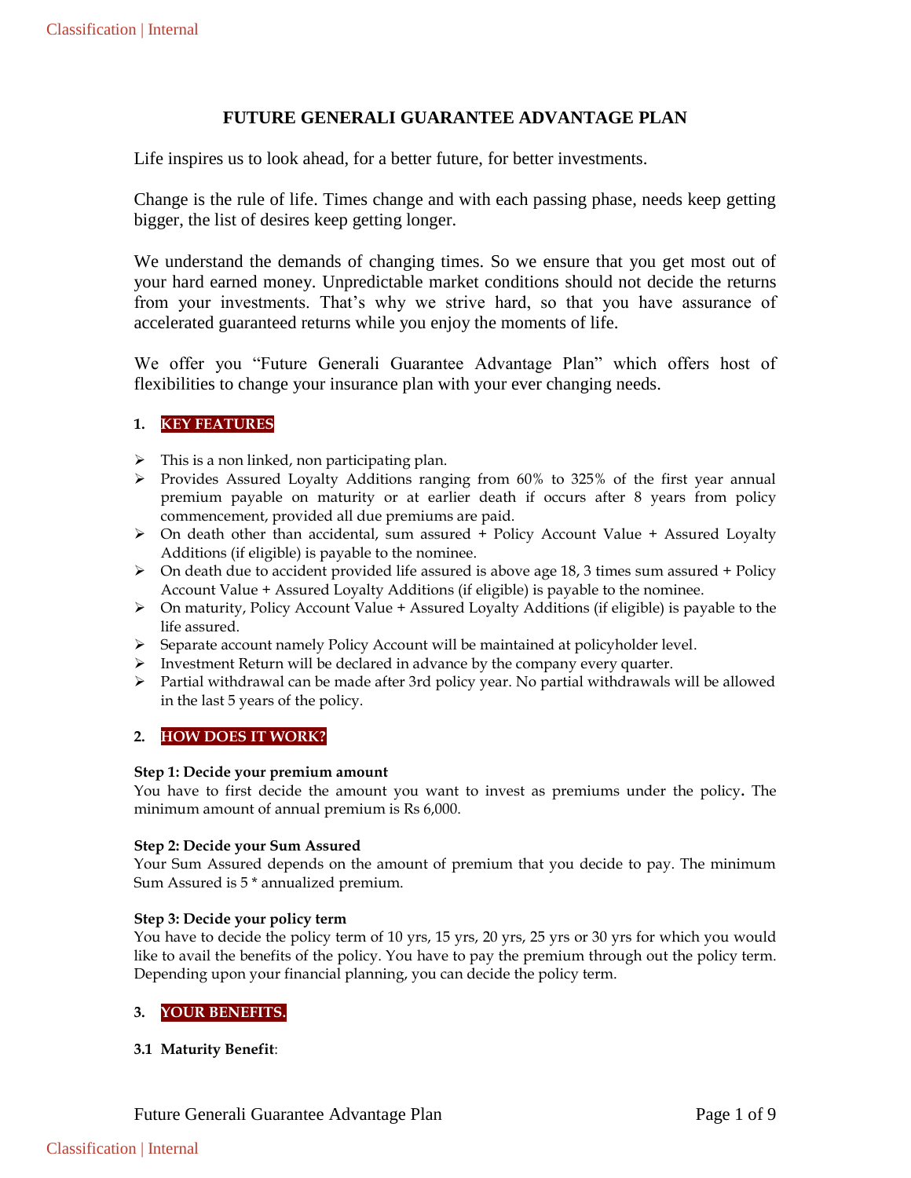# FUTURE GENERALI GUARANTEE ADVANTAGE PLAN

Life inspires us to look ahead, for a better future, for better investments.

Change is the rule of life. Times change and with each passing phase, needs keep getting bigger, the list of desires keep getting longer.

We understand the demands of changing times. So we ensure that you get most out of your hard earned money. Unpredictable market conditions should not decide the returns from your investments. That's why we strive hard, so that you have assurance of accelerated guaranteed returns while you enjoy the moments of life.

We offer you "Future Generali Guarantee Advantage Plan" which offers host of flexibilities to change your insurance plan with your ever changing needs.

## 1. KEY FEATURES

- This is a non linked, non participating plan.
- Provides Assured Loyalty Additions ranging from 60% to 325% of the first year annual premium payable on maturity or at earlier death if occurs after 8 years from policy commencement, provided all due premiums are paid.
- On death other than accidental, sum assured + Policy Account Value + Assured Loyalty Additions (if eligible) is payable to the nominee.
- On death due to accident provided life assured is above age 18, 3 times sum assured + Policy Account Value + Assured Loyalty Additions (if eligible) is payable to the nominee.
- On maturity, Policy Account Value + Assured Loyalty Additions (if eligible) is payable to the life assured.
- Separate account namely Policy Account will be maintained at policyholder level.
- Investment Return will be declared in advance by the company every quarter.
- Partial withdrawal can be made after 3rd policy year. No partial withdrawals will be allowed in the last 5 years of the policy.

## 2. HOW DOES IT WORK?

**Step 1: Decide your premium amount**
You have to first decide the amount you want to invest as premiums under the policy**.** The minimum amount of annual premium is Rs 6,000.

**Step 2: Decide your Sum Assured**
Your Sum Assured depends on the amount of premium that you decide to pay. The minimum Sum Assured is 5 * annualized premium.

**Step 3: Decide your policy term**
You have to decide the policy term of 10 yrs, 15 yrs, 20 yrs, 25 yrs or 30 yrs for which you would like to avail the benefits of the policy. You have to pay the premium through out the policy term. Depending upon your financial planning, you can decide the policy term.

## 3. YOUR BENEFITS.

### 3.1 Maturity Benefit: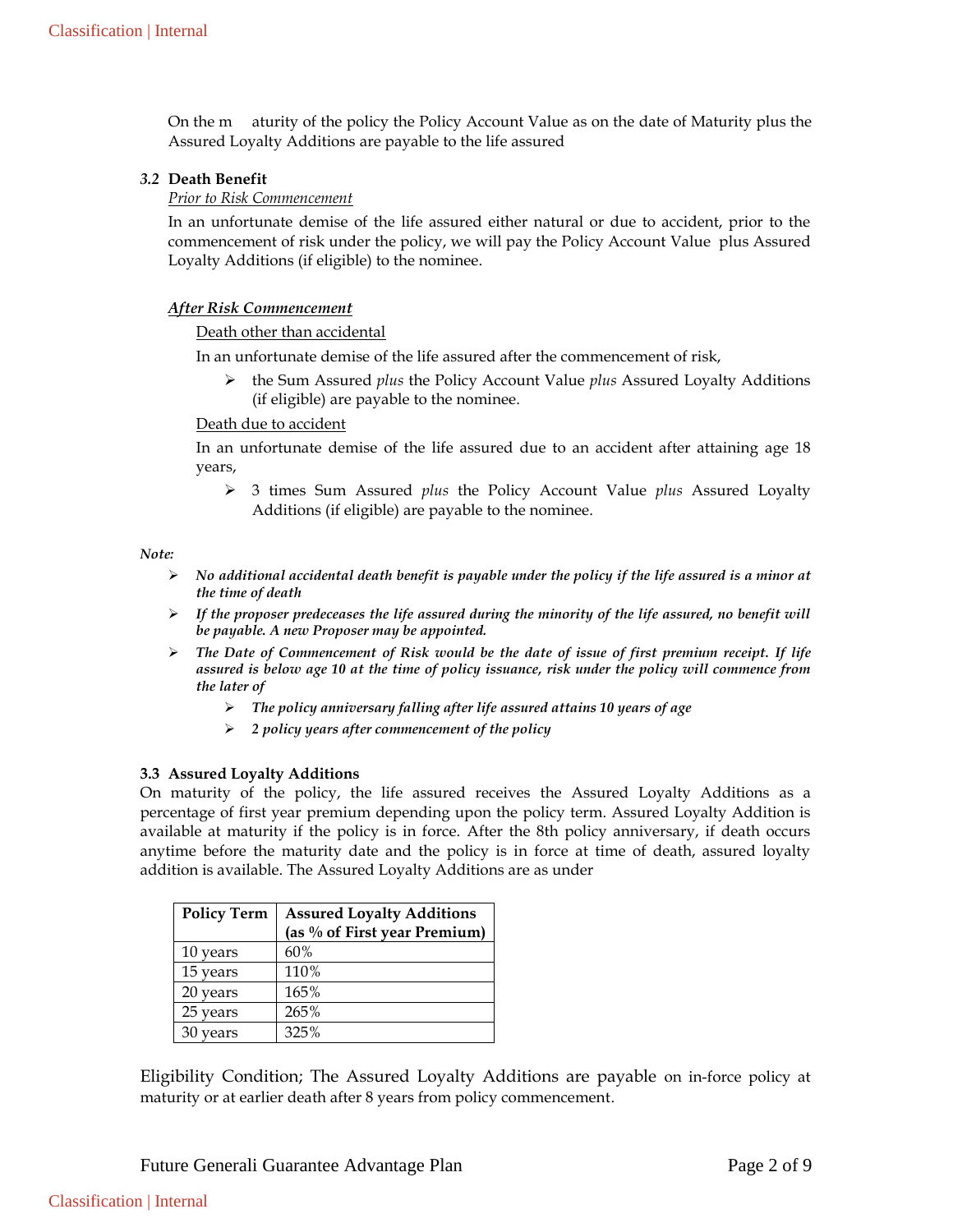On the maturity of the policy the Policy Account Value as on the date of Maturity plus the Assured Loyalty Additions are payable to the life assured

**3.2 Death Benefit**

*Prior to Risk Commencement*

In an unfortunate demise of the life assured either natural or due to accident, prior to the commencement of risk under the policy, we will pay the Policy Account Value plus Assured Loyalty Additions (if eligible) to the nominee.

***After Risk Commencement***

Death other than accidental

In an unfortunate demise of the life assured after the commencement of risk,

- the Sum Assured *plus* the Policy Account Value *plus* Assured Loyalty Additions (if eligible) are payable to the nominee.

Death due to accident

In an unfortunate demise of the life assured due to an accident after attaining age 18 years,

- 3 times Sum Assured *plus* the Policy Account Value *plus* Assured Loyalty Additions (if eligible) are payable to the nominee.

*Note:*

- ***No additional accidental death benefit is payable under the policy if the life assured is a minor at the time of death***
- ***If the proposer predeceases the life assured during the minority of the life assured, no benefit will be payable. A new Proposer may be appointed.***
- ***The Date of Commencement of Risk would be the date of issue of first premium receipt. If life assured is below age 10 at the time of policy issuance, risk under the policy will commence from the later of***
  - ***The policy anniversary falling after life assured attains 10 years of age***
  - ***2 policy years after commencement of the policy***

**3.3 Assured Loyalty Additions**

On maturity of the policy, the life assured receives the Assured Loyalty Additions as a percentage of first year premium depending upon the policy term. Assured Loyalty Addition is available at maturity if the policy is in force. After the 8th policy anniversary, if death occurs anytime before the maturity date and the policy is in force at time of death, assured loyalty addition is available. The Assured Loyalty Additions are as under

| Policy Term | Assured Loyalty Additions (as % of First year Premium) |
|---|---|
| 10 years | 60% |
| 15 years | 110% |
| 20 years | 165% |
| 25 years | 265% |
| 30 years | 325% |

Eligibility Condition; The Assured Loyalty Additions are payable on in-force policy at maturity or at earlier death after 8 years from policy commencement.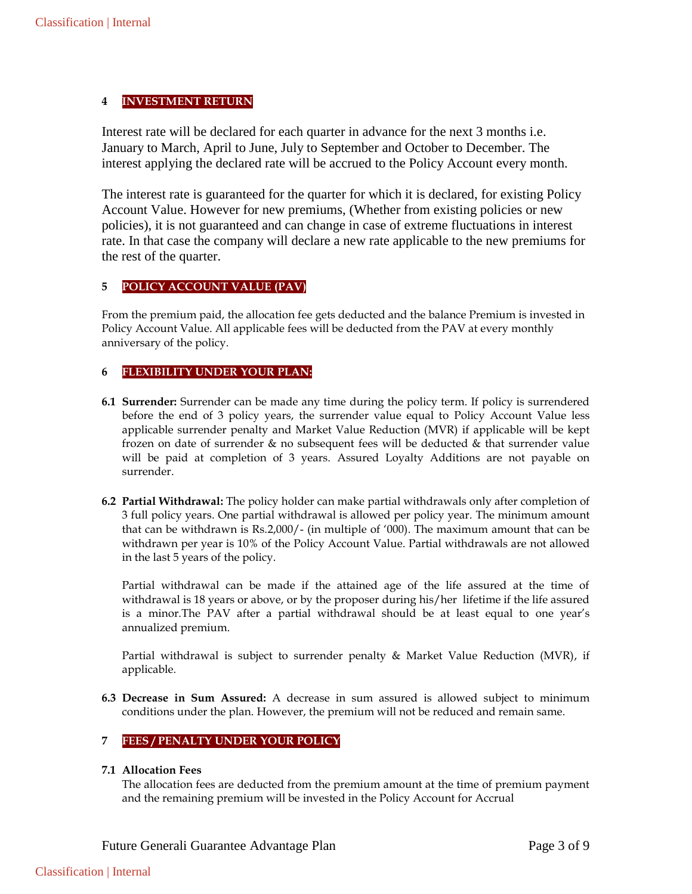## 4 INVESTMENT RETURN

Interest rate will be declared for each quarter in advance for the next 3 months i.e. January to March, April to June, July to September and October to December. The interest applying the declared rate will be accrued to the Policy Account every month.

The interest rate is guaranteed for the quarter for which it is declared, for existing Policy Account Value. However for new premiums, (Whether from existing policies or new policies), it is not guaranteed and can change in case of extreme fluctuations in interest rate. In that case the company will declare a new rate applicable to the new premiums for the rest of the quarter.

## 5 POLICY ACCOUNT VALUE (PAV)

From the premium paid, the allocation fee gets deducted and the balance Premium is invested in Policy Account Value. All applicable fees will be deducted from the PAV at every monthly anniversary of the policy.

## 6 FLEXIBILITY UNDER YOUR PLAN:

**6.1 Surrender:** Surrender can be made any time during the policy term. If policy is surrendered before the end of 3 policy years, the surrender value equal to Policy Account Value less applicable surrender penalty and Market Value Reduction (MVR) if applicable will be kept frozen on date of surrender & no subsequent fees will be deducted & that surrender value will be paid at completion of 3 years. Assured Loyalty Additions are not payable on surrender.

**6.2 Partial Withdrawal:** The policy holder can make partial withdrawals only after completion of 3 full policy years. One partial withdrawal is allowed per policy year. The minimum amount that can be withdrawn is Rs.2,000/- (in multiple of '000). The maximum amount that can be withdrawn per year is 10% of the Policy Account Value. Partial withdrawals are not allowed in the last 5 years of the policy.

Partial withdrawal can be made if the attained age of the life assured at the time of withdrawal is 18 years or above, or by the proposer during his/her lifetime if the life assured is a minor.The PAV after a partial withdrawal should be at least equal to one year's annualized premium.

Partial withdrawal is subject to surrender penalty & Market Value Reduction (MVR), if applicable.

**6.3 Decrease in Sum Assured:** A decrease in sum assured is allowed subject to minimum conditions under the plan. However, the premium will not be reduced and remain same.

## 7 FEES / PENALTY UNDER YOUR POLICY

**7.1 Allocation Fees**

The allocation fees are deducted from the premium amount at the time of premium payment and the remaining premium will be invested in the Policy Account for Accrual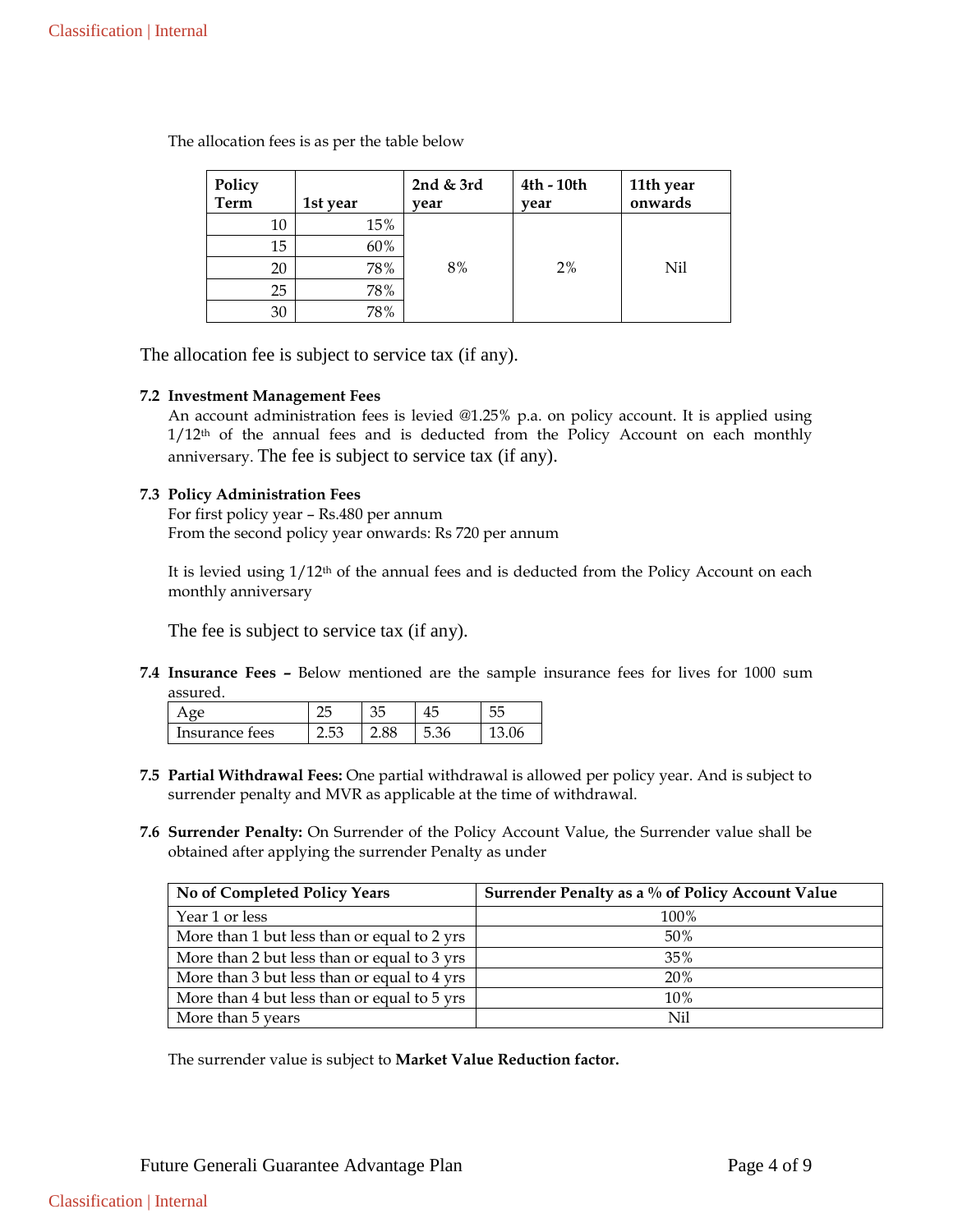The allocation fees is as per the table below

| Policy Term | 1st year | 2nd & 3rd year | 4th - 10th year | 11th year onwards |
|---|---|---|---|---|
| 10 | 15% | 8% | 2% | Nil |
| 15 | 60% | | | |
| 20 | 78% | | | |
| 25 | 78% | | | |
| 30 | 78% | | | |

The allocation fee is subject to service tax (if any).

**7.2 Investment Management Fees**

An account administration fees is levied @1.25% p.a. on policy account. It is applied using 1/12th of the annual fees and is deducted from the Policy Account on each monthly anniversary. The fee is subject to service tax (if any).

**7.3 Policy Administration Fees**

For first policy year – Rs.480 per annum
From the second policy year onwards: Rs 720 per annum

It is levied using 1/12th of the annual fees and is deducted from the Policy Account on each monthly anniversary

The fee is subject to service tax (if any).

**7.4 Insurance Fees –** Below mentioned are the sample insurance fees for lives for 1000 sum assured.

| Age | 25 | 35 | 45 | 55 |
|---|---|---|---|---|
| Insurance fees | 2.53 | 2.88 | 5.36 | 13.06 |

**7.5 Partial Withdrawal Fees:** One partial withdrawal is allowed per policy year. And is subject to surrender penalty and MVR as applicable at the time of withdrawal.

**7.6 Surrender Penalty:** On Surrender of the Policy Account Value, the Surrender value shall be obtained after applying the surrender Penalty as under

| No of Completed Policy Years | Surrender Penalty as a % of Policy Account Value |
|---|---|
| Year 1 or less | 100% |
| More than 1 but less than or equal to 2 yrs | 50% |
| More than 2 but less than or equal to 3 yrs | 35% |
| More than 3 but less than or equal to 4 yrs | 20% |
| More than 4 but less than or equal to 5 yrs | 10% |
| More than 5 years | Nil |

The surrender value is subject to **Market Value Reduction factor.**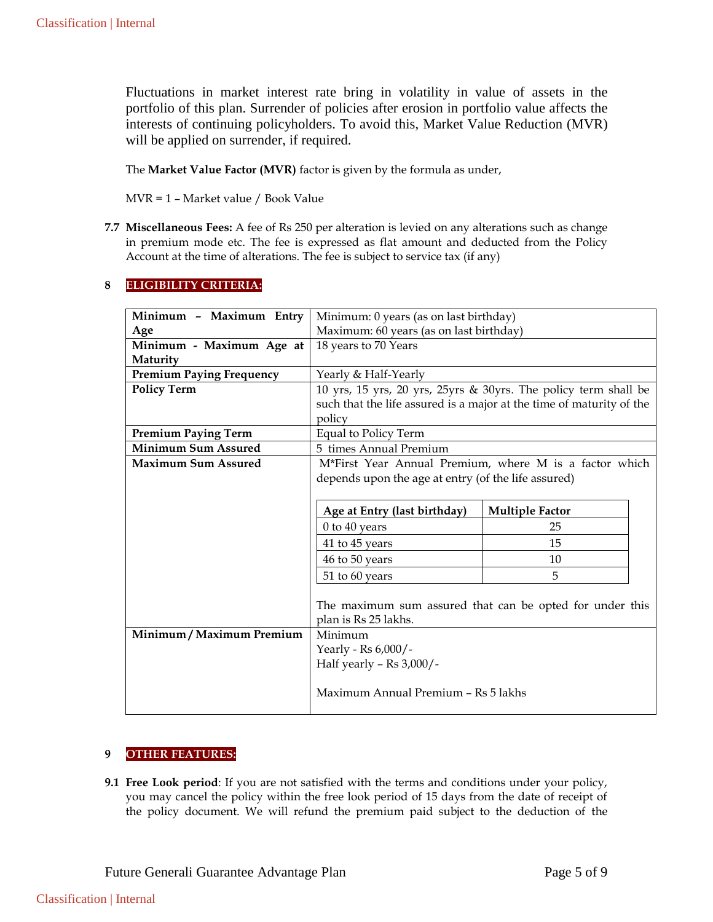Fluctuations in market interest rate bring in volatility in value of assets in the portfolio of this plan. Surrender of policies after erosion in portfolio value affects the interests of continuing policyholders. To avoid this, Market Value Reduction (MVR) will be applied on surrender, if required.

The **Market Value Factor (MVR)** factor is given by the formula as under,

MVR = 1 – Market value / Book Value

**7.7 Miscellaneous Fees:** A fee of Rs 250 per alteration is levied on any alterations such as change in premium mode etc. The fee is expressed as flat amount and deducted from the Policy Account at the time of alterations. The fee is subject to service tax (if any)

## 8 ELIGIBILITY CRITERIA:

| | |
|---|---|
| **Minimum – Maximum Entry Age** | Minimum: 0 years (as on last birthday)<br>Maximum: 60 years (as on last birthday) |
| **Minimum - Maximum Age at Maturity** | 18 years to 70 Years |
| **Premium Paying Frequency** | Yearly & Half-Yearly |
| **Policy Term** | 10 yrs, 15 yrs, 20 yrs, 25yrs & 30yrs. The policy term shall be such that the life assured is a major at the time of maturity of the policy |
| **Premium Paying Term** | Equal to Policy Term |
| **Minimum Sum Assured** | 5 times Annual Premium |
| **Maximum Sum Assured** | M*First Year Annual Premium, where M is a factor which depends upon the age at entry (of the life assured)<br><br>Age at Entry (last birthday) – Multiple Factor:<br>0 to 40 years – 25<br>41 to 45 years – 15<br>46 to 50 years – 10<br>51 to 60 years – 5<br><br>The maximum sum assured that can be opted for under this plan is Rs 25 lakhs. |
| **Minimum / Maximum Premium** | Minimum<br>Yearly - Rs 6,000/-<br>Half yearly – Rs 3,000/-<br><br>Maximum Annual Premium – Rs 5 lakhs |

| Age at Entry (last birthday) | Multiple Factor |
|---|---|
| 0 to 40 years | 25 |
| 41 to 45 years | 15 |
| 46 to 50 years | 10 |
| 51 to 60 years | 5 |

## 9 OTHER FEATURES:

**9.1 Free Look period**: If you are not satisfied with the terms and conditions under your policy, you may cancel the policy within the free look period of 15 days from the date of receipt of the policy document. We will refund the premium paid subject to the deduction of the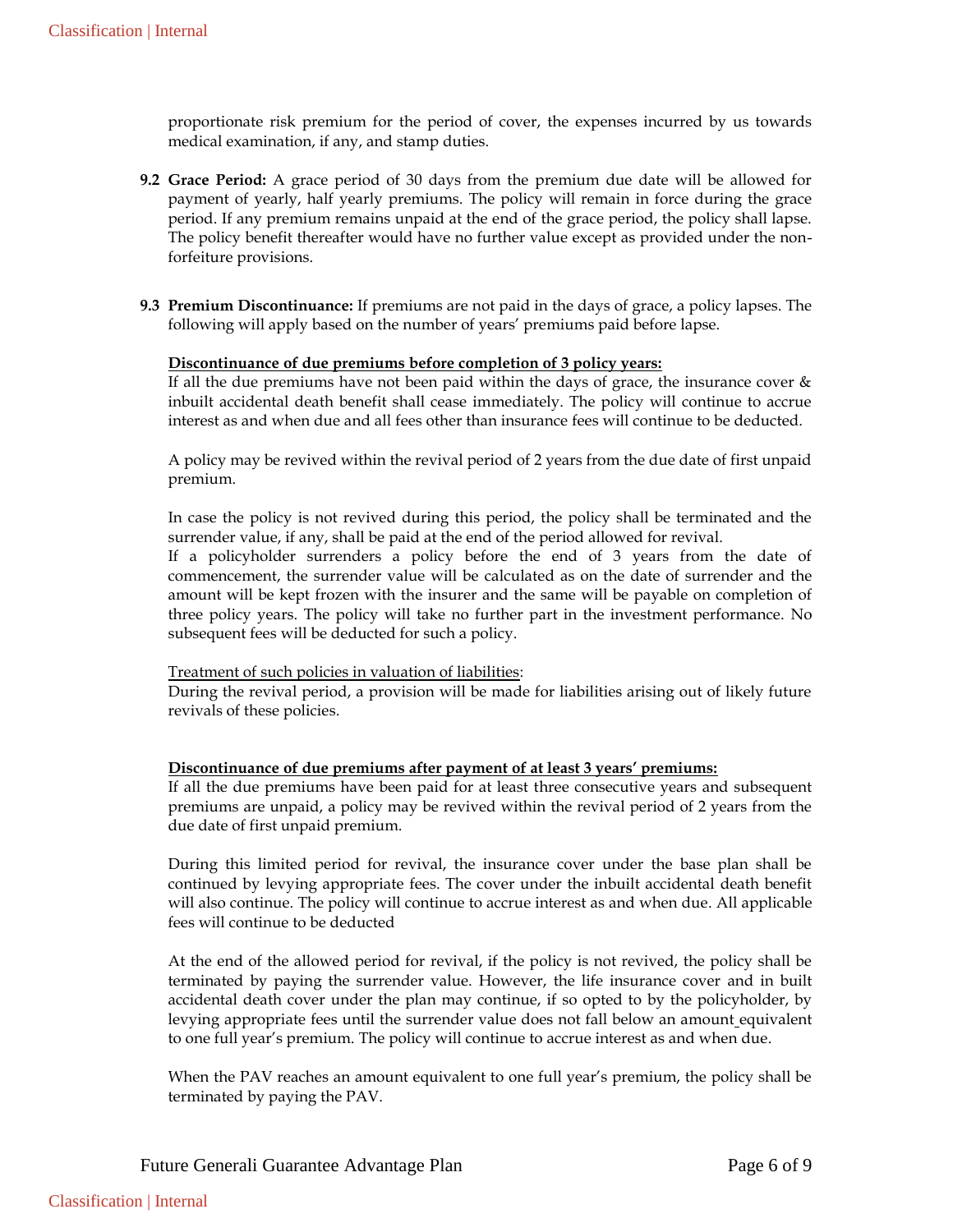proportionate risk premium for the period of cover, the expenses incurred by us towards medical examination, if any, and stamp duties.

**9.2 Grace Period:** A grace period of 30 days from the premium due date will be allowed for payment of yearly, half yearly premiums. The policy will remain in force during the grace period. If any premium remains unpaid at the end of the grace period, the policy shall lapse. The policy benefit thereafter would have no further value except as provided under the non-forfeiture provisions.

**9.3 Premium Discontinuance:** If premiums are not paid in the days of grace, a policy lapses. The following will apply based on the number of years' premiums paid before lapse.

**<u>Discontinuance of due premiums before completion of 3 policy years:</u>**
If all the due premiums have not been paid within the days of grace, the insurance cover & inbuilt accidental death benefit shall cease immediately. The policy will continue to accrue interest as and when due and all fees other than insurance fees will continue to be deducted.

A policy may be revived within the revival period of 2 years from the due date of first unpaid premium.

In case the policy is not revived during this period, the policy shall be terminated and the surrender value, if any, shall be paid at the end of the period allowed for revival.
If a policyholder surrenders a policy before the end of 3 years from the date of commencement, the surrender value will be calculated as on the date of surrender and the amount will be kept frozen with the insurer and the same will be payable on completion of three policy years. The policy will take no further part in the investment performance. No subsequent fees will be deducted for such a policy.

<u>Treatment of such policies in valuation of liabilities</u>:
During the revival period, a provision will be made for liabilities arising out of likely future revivals of these policies.

**<u>Discontinuance of due premiums after payment of at least 3 years' premiums:</u>**
If all the due premiums have been paid for at least three consecutive years and subsequent premiums are unpaid, a policy may be revived within the revival period of 2 years from the due date of first unpaid premium.

During this limited period for revival, the insurance cover under the base plan shall be continued by levying appropriate fees. The cover under the inbuilt accidental death benefit will also continue. The policy will continue to accrue interest as and when due. All applicable fees will continue to be deducted

At the end of the allowed period for revival, if the policy is not revived, the policy shall be terminated by paying the surrender value. However, the life insurance cover and in built accidental death cover under the plan may continue, if so opted to by the policyholder, by levying appropriate fees until the surrender value does not fall below an amount equivalent to one full year's premium. The policy will continue to accrue interest as and when due.

When the PAV reaches an amount equivalent to one full year's premium, the policy shall be terminated by paying the PAV.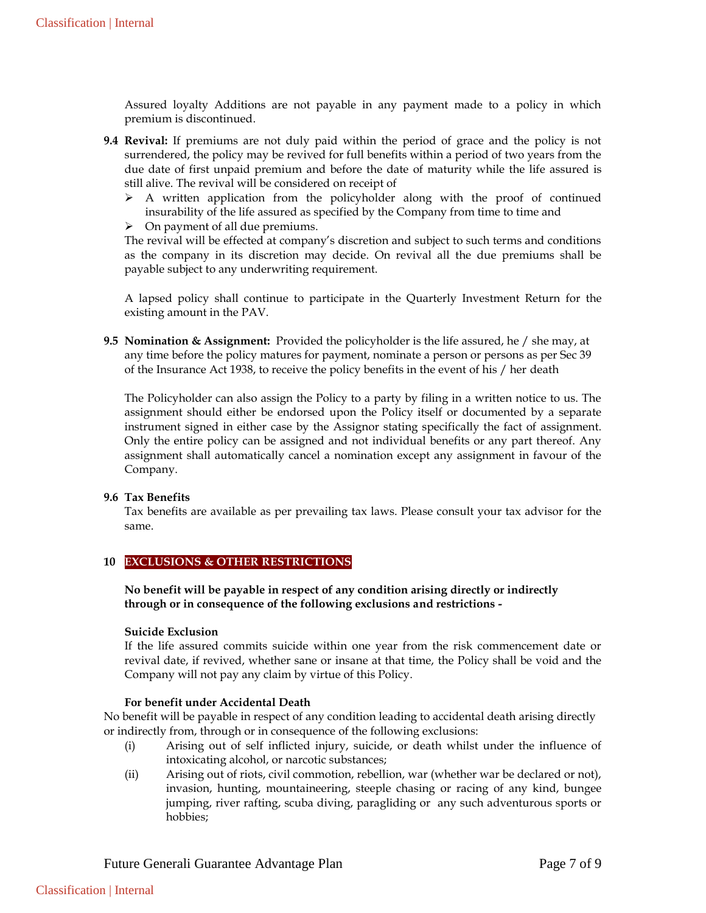Assured loyalty Additions are not payable in any payment made to a policy in which premium is discontinued.

**9.4 Revival:** If premiums are not duly paid within the period of grace and the policy is not surrendered, the policy may be revived for full benefits within a period of two years from the due date of first unpaid premium and before the date of maturity while the life assured is still alive. The revival will be considered on receipt of

- A written application from the policyholder along with the proof of continued insurability of the life assured as specified by the Company from time to time and
- On payment of all due premiums.

The revival will be effected at company's discretion and subject to such terms and conditions as the company in its discretion may decide. On revival all the due premiums shall be payable subject to any underwriting requirement.

A lapsed policy shall continue to participate in the Quarterly Investment Return for the existing amount in the PAV.

**9.5 Nomination & Assignment:** Provided the policyholder is the life assured, he / she may, at any time before the policy matures for payment, nominate a person or persons as per Sec 39 of the Insurance Act 1938, to receive the policy benefits in the event of his / her death

The Policyholder can also assign the Policy to a party by filing in a written notice to us. The assignment should either be endorsed upon the Policy itself or documented by a separate instrument signed in either case by the Assignor stating specifically the fact of assignment. Only the entire policy can be assigned and not individual benefits or any part thereof. Any assignment shall automatically cancel a nomination except any assignment in favour of the Company.

**9.6 Tax Benefits**

Tax benefits are available as per prevailing tax laws. Please consult your tax advisor for the same.

## 10 EXCLUSIONS & OTHER RESTRICTIONS

**No benefit will be payable in respect of any condition arising directly or indirectly through or in consequence of the following exclusions and restrictions -**

**Suicide Exclusion**

If the life assured commits suicide within one year from the risk commencement date or revival date, if revived, whether sane or insane at that time, the Policy shall be void and the Company will not pay any claim by virtue of this Policy.

**For benefit under Accidental Death**

No benefit will be payable in respect of any condition leading to accidental death arising directly or indirectly from, through or in consequence of the following exclusions:

(i) Arising out of self inflicted injury, suicide, or death whilst under the influence of intoxicating alcohol, or narcotic substances;

(ii) Arising out of riots, civil commotion, rebellion, war (whether war be declared or not), invasion, hunting, mountaineering, steeple chasing or racing of any kind, bungee jumping, river rafting, scuba diving, paragliding or any such adventurous sports or hobbies;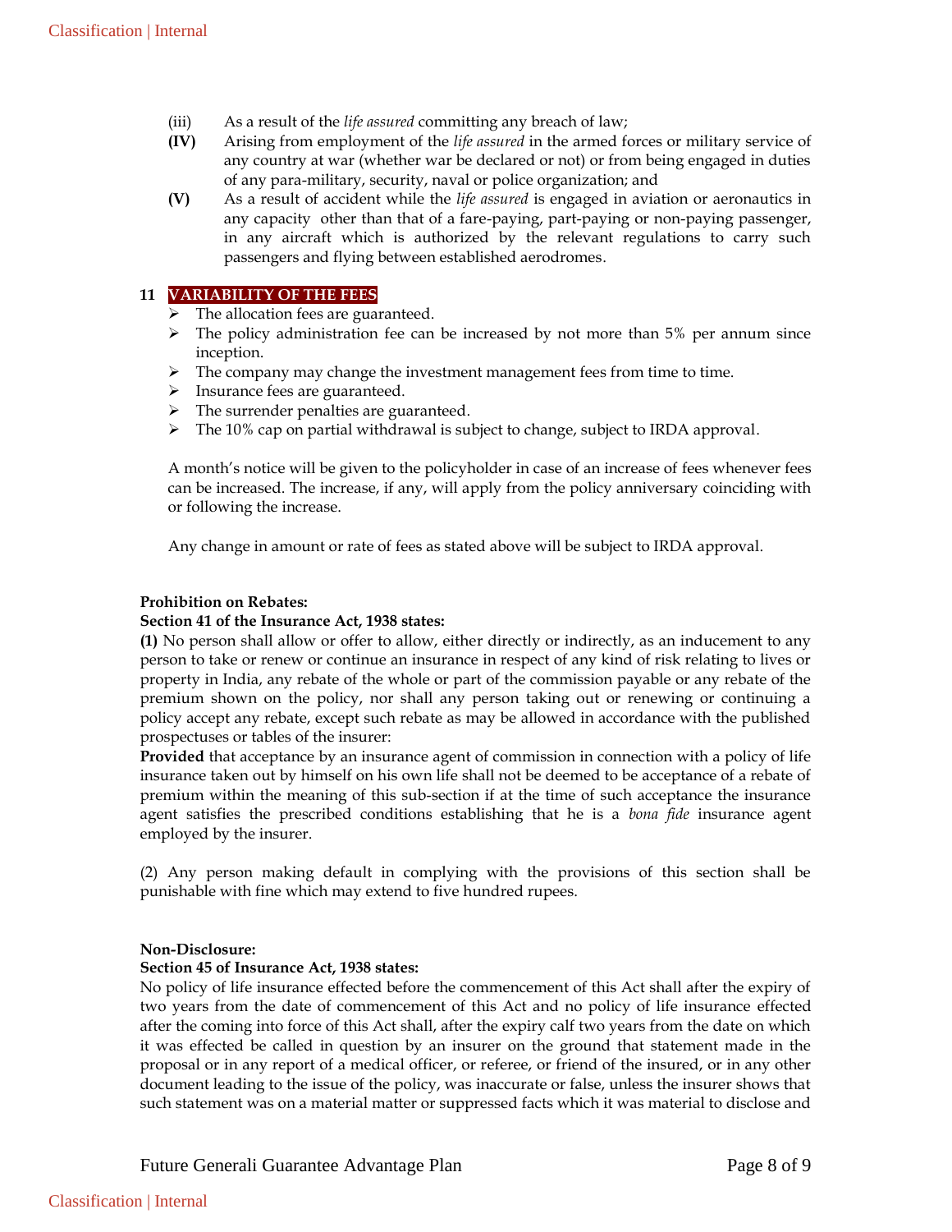(iii) As a result of the *life assured* committing any breach of law;

**(IV)** Arising from employment of the *life assured* in the armed forces or military service of any country at war (whether war be declared or not) or from being engaged in duties of any para-military, security, naval or police organization; and

**(V)** As a result of accident while the *life assured* is engaged in aviation or aeronautics in any capacity other than that of a fare-paying, part-paying or non-paying passenger, in any aircraft which is authorized by the relevant regulations to carry such passengers and flying between established aerodromes.

## 11 VARIABILITY OF THE FEES

- The allocation fees are guaranteed.
- The policy administration fee can be increased by not more than 5% per annum since inception.
- The company may change the investment management fees from time to time.
- Insurance fees are guaranteed.
- The surrender penalties are guaranteed.
- The 10% cap on partial withdrawal is subject to change, subject to IRDA approval.

A month's notice will be given to the policyholder in case of an increase of fees whenever fees can be increased. The increase, if any, will apply from the policy anniversary coinciding with or following the increase.

Any change in amount or rate of fees as stated above will be subject to IRDA approval.

**Prohibition on Rebates:**

**Section 41 of the Insurance Act, 1938 states:**

**(1)** No person shall allow or offer to allow, either directly or indirectly, as an inducement to any person to take or renew or continue an insurance in respect of any kind of risk relating to lives or property in India, any rebate of the whole or part of the commission payable or any rebate of the premium shown on the policy, nor shall any person taking out or renewing or continuing a policy accept any rebate, except such rebate as may be allowed in accordance with the published prospectuses or tables of the insurer:

**Provided** that acceptance by an insurance agent of commission in connection with a policy of life insurance taken out by himself on his own life shall not be deemed to be acceptance of a rebate of premium within the meaning of this sub-section if at the time of such acceptance the insurance agent satisfies the prescribed conditions establishing that he is a *bona fide* insurance agent employed by the insurer.

(2) Any person making default in complying with the provisions of this section shall be punishable with fine which may extend to five hundred rupees.

**Non-Disclosure:**

**Section 45 of Insurance Act, 1938 states:**

No policy of life insurance effected before the commencement of this Act shall after the expiry of two years from the date of commencement of this Act and no policy of life insurance effected after the coming into force of this Act shall, after the expiry calf two years from the date on which it was effected be called in question by an insurer on the ground that statement made in the proposal or in any report of a medical officer, or referee, or friend of the insured, or in any other document leading to the issue of the policy, was inaccurate or false, unless the insurer shows that such statement was on a material matter or suppressed facts which it was material to disclose and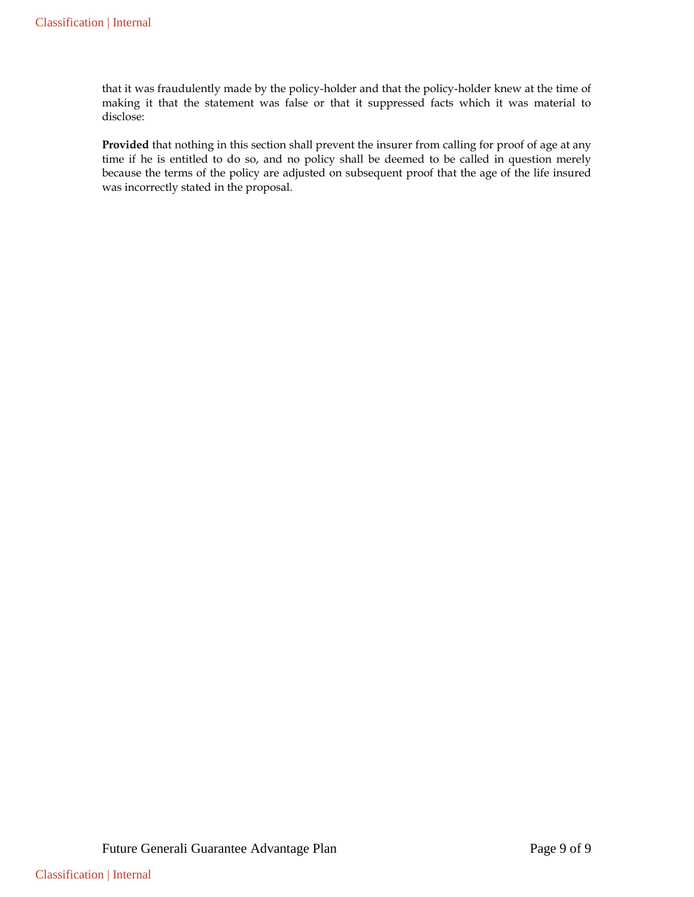that it was fraudulently made by the policy-holder and that the policy-holder knew at the time of making it that the statement was false or that it suppressed facts which it was material to disclose:

**Provided** that nothing in this section shall prevent the insurer from calling for proof of age at any time if he is entitled to do so, and no policy shall be deemed to be called in question merely because the terms of the policy are adjusted on subsequent proof that the age of the life insured was incorrectly stated in the proposal.